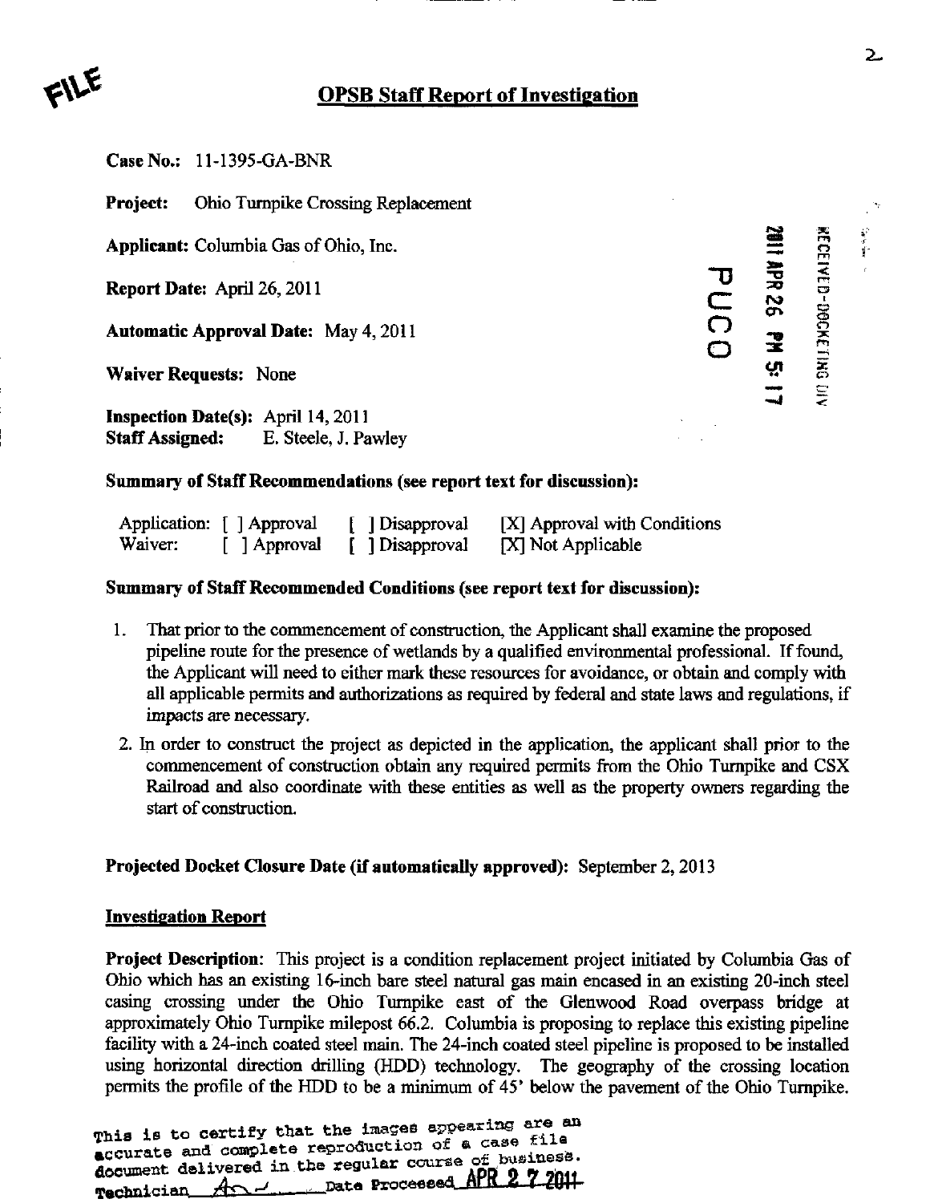FILE

# OPSB Staff Report of Investigation

**Case No.:** 11-1395-GA-BNR

**Project:** Ohio Turnpike Crossing Replacement

**Applicant:** Columbia Gas of Ohio, Inc.

**Report Date:** April 26, 2011

**Automatic Approval Date:** May 4, 2011

**Waiver Requests:** None

**Inspection Date(s):** April 14, 2011
**Staff Assigned:** E. Steele, J. Pawley

PUCO 2011 APR 26 PM 5:17 RECEIVED-DOCKETING DIV

**Summary of Staff Recommendations (see report text for discussion):**

| | | | |
|---|---|---|---|
| Application: | [ ] Approval | [ ] Disapproval | [X] Approval with Conditions |
| Waiver: | [ ] Approval | [ ] Disapproval | [X] Not Applicable |

**Summary of Staff Recommended Conditions (see report text for discussion):**

1. That prior to the commencement of construction, the Applicant shall examine the proposed pipeline route for the presence of wetlands by a qualified environmental professional. If found, the Applicant will need to either mark these resources for avoidance, or obtain and comply with all applicable permits and authorizations as required by federal and state laws and regulations, if impacts are necessary.
2. In order to construct the project as depicted in the application, the applicant shall prior to the commencement of construction obtain any required permits from the Ohio Turnpike and CSX Railroad and also coordinate with these entities as well as the property owners regarding the start of construction.

**Projected Docket Closure Date (if automatically approved):** September 2, 2013

**Investigation Report**

**Project Description:** This project is a condition replacement project initiated by Columbia Gas of Ohio which has an existing 16-inch bare steel natural gas main encased in an existing 20-inch steel casing crossing under the Ohio Turnpike east of the Glenwood Road overpass bridge at approximately Ohio Turnpike milepost 66.2. Columbia is proposing to replace this existing pipeline facility with a 24-inch coated steel main. The 24-inch coated steel pipeline is proposed to be installed using horizontal direction drilling (HDD) technology. The geography of the crossing location permits the profile of the HDD to be a minimum of 45' below the pavement of the Ohio Turnpike.

This is to certify that the images appearing are an accurate and complete reproduction of a case file document delivered in the regular course of business.
Technician ___ Date Processed APR 27 2011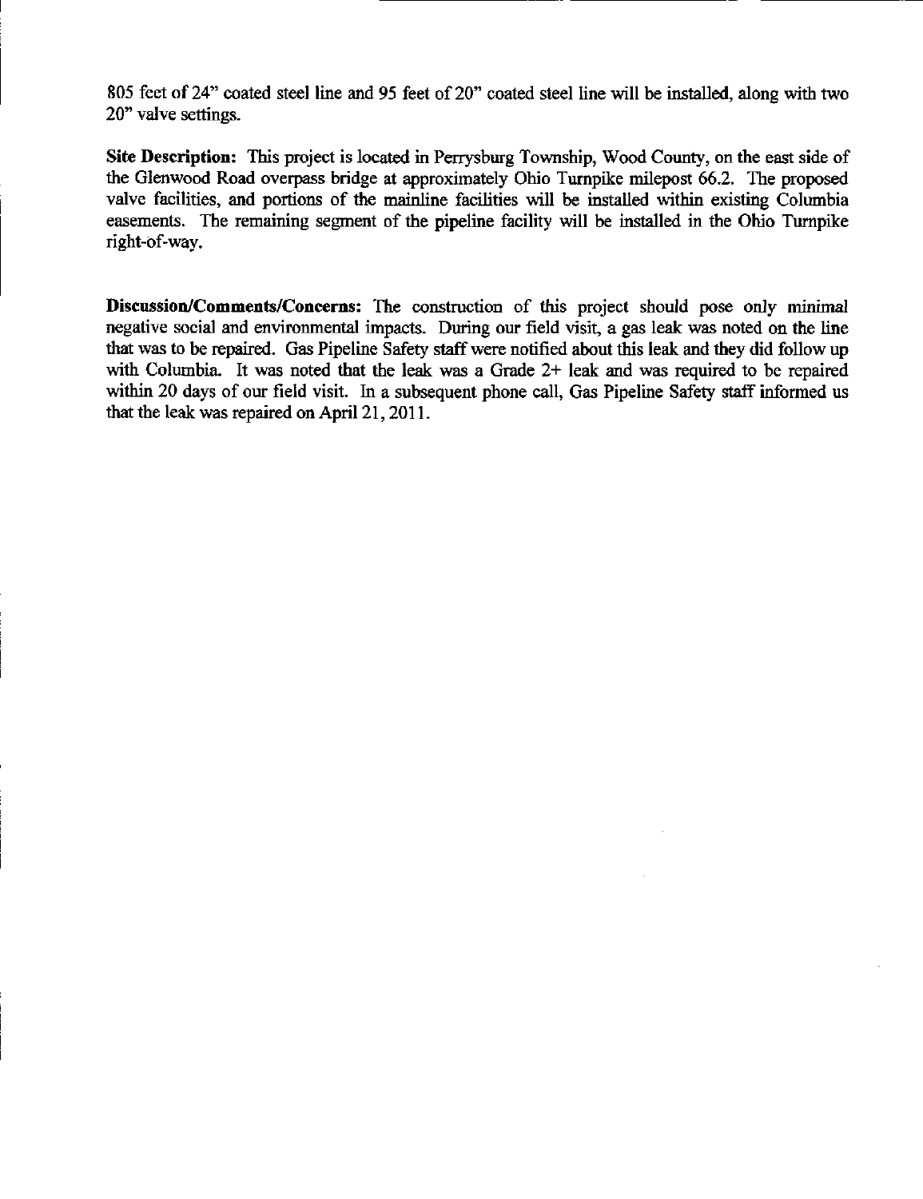805 feet of 24" coated steel line and 95 feet of 20" coated steel line will be installed, along with two 20" valve settings.

**Site Description:** This project is located in Perrysburg Township, Wood County, on the east side of the Glenwood Road overpass bridge at approximately Ohio Turnpike milepost 66.2. The proposed valve facilities, and portions of the mainline facilities will be installed within existing Columbia easements. The remaining segment of the pipeline facility will be installed in the Ohio Turnpike right-of-way.

**Discussion/Comments/Concerns:** The construction of this project should pose only minimal negative social and environmental impacts. During our field visit, a gas leak was noted on the line that was to be repaired. Gas Pipeline Safety staff were notified about this leak and they did follow up with Columbia. It was noted that the leak was a Grade 2+ leak and was required to be repaired within 20 days of our field visit. In a subsequent phone call, Gas Pipeline Safety staff informed us that the leak was repaired on April 21, 2011.